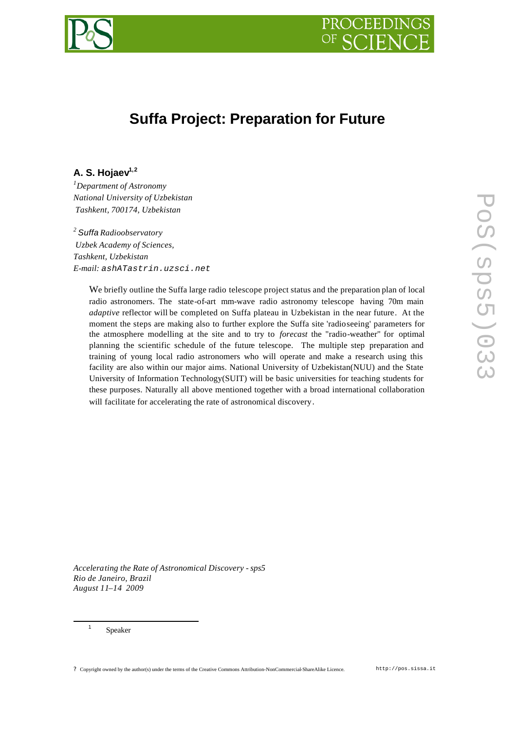# Suffa Project: Preparation for Future

**A. S. Hojaev**[1,2]

[1]*Department of Astronomy*
*National University of Uzbekistan*
*Tashkent, 700174, Uzbekistan*

[2] *Suffa Radioobservatory*
*Uzbek Academy of Sciences,*
*Tashkent, Uzbekistan*
*E-mail:* `ashATastrin.uzsci.net`

We briefly outline the Suffa large radio telescope project status and the preparation plan of local radio astronomers. The state-of-art mm-wave radio astronomy telescope having 70m main *adaptive* reflector will be completed on Suffa plateau in Uzbekistan in the near future. At the moment the steps are making also to further explore the Suffa site 'radioseeing' parameters for the atmosphere modelling at the site and to try to *forecast* the "radio-weather" for optimal planning the scientific schedule of the future telescope. The multiple step preparation and training of young local radio astronomers who will operate and make a research using this facility are also within our major aims. National University of Uzbekistan(NUU) and the State University of Information Technology(SUIT) will be basic universities for teaching students for these purposes. Naturally all above mentioned together with a broad international collaboration will facilitate for accelerating the rate of astronomical discovery.

*Accelerating the Rate of Astronomical Discovery - sps5*
*Rio de Janeiro, Brazil*
*August 11–14 2009*

[1] Speaker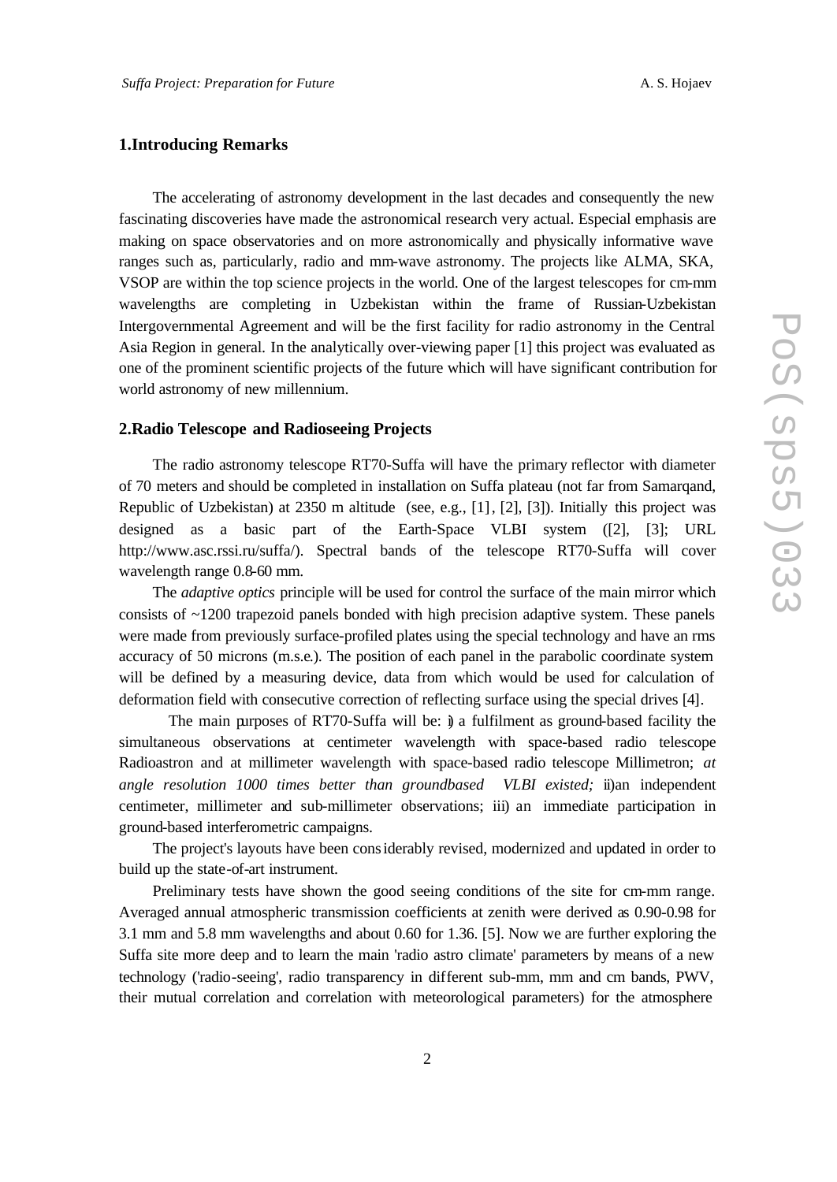## 1.Introducing Remarks

The accelerating of astronomy development in the last decades and consequently the new fascinating discoveries have made the astronomical research very actual. Especial emphasis are making on space observatories and on more astronomically and physically informative wave ranges such as, particularly, radio and mm-wave astronomy. The projects like ALMA, SKA, VSOP are within the top science projects in the world. One of the largest telescopes for cm-mm wavelengths are completing in Uzbekistan within the frame of Russian-Uzbekistan Intergovernmental Agreement and will be the first facility for radio astronomy in the Central Asia Region in general. In the analytically over-viewing paper [1] this project was evaluated as one of the prominent scientific projects of the future which will have significant contribution for world astronomy of new millennium.

## 2.Radio Telescope and Radioseeing Projects

The radio astronomy telescope RT70-Suffa will have the primary reflector with diameter of 70 meters and should be completed in installation on Suffa plateau (not far from Samarqand, Republic of Uzbekistan) at 2350 m altitude (see, e.g., [1], [2], [3]). Initially this project was designed as a basic part of the Earth-Space VLBI system ([2], [3]; URL http://www.asc.rssi.ru/suffa/). Spectral bands of the telescope RT70-Suffa will cover wavelength range 0.8-60 mm.

The *adaptive optics* principle will be used for control the surface of the main mirror which consists of ~1200 trapezoid panels bonded with high precision adaptive system. These panels were made from previously surface-profiled plates using the special technology and have an rms accuracy of 50 microns (m.s.e.). The position of each panel in the parabolic coordinate system will be defined by a measuring device, data from which would be used for calculation of deformation field with consecutive correction of reflecting surface using the special drives [4].

The main purposes of RT70-Suffa will be: i) a fulfilment as ground-based facility the simultaneous observations at centimeter wavelength with space-based radio telescope Radioastron and at millimeter wavelength with space-based radio telescope Millimetron; *at angle resolution 1000 times better than groundbased VLBI existed;* ii)an independent centimeter, millimeter and sub-millimeter observations; iii) an immediate participation in ground-based interferometric campaigns.

The project's layouts have been considerably revised, modernized and updated in order to build up the state-of-art instrument.

Preliminary tests have shown the good seeing conditions of the site for cm-mm range. Averaged annual atmospheric transmission coefficients at zenith were derived as 0.90-0.98 for 3.1 mm and 5.8 mm wavelengths and about 0.60 for 1.36. [5]. Now we are further exploring the Suffa site more deep and to learn the main 'radio astro climate' parameters by means of a new technology ('radio-seeing', radio transparency in different sub-mm, mm and cm bands, PWV, their mutual correlation and correlation with meteorological parameters) for the atmosphere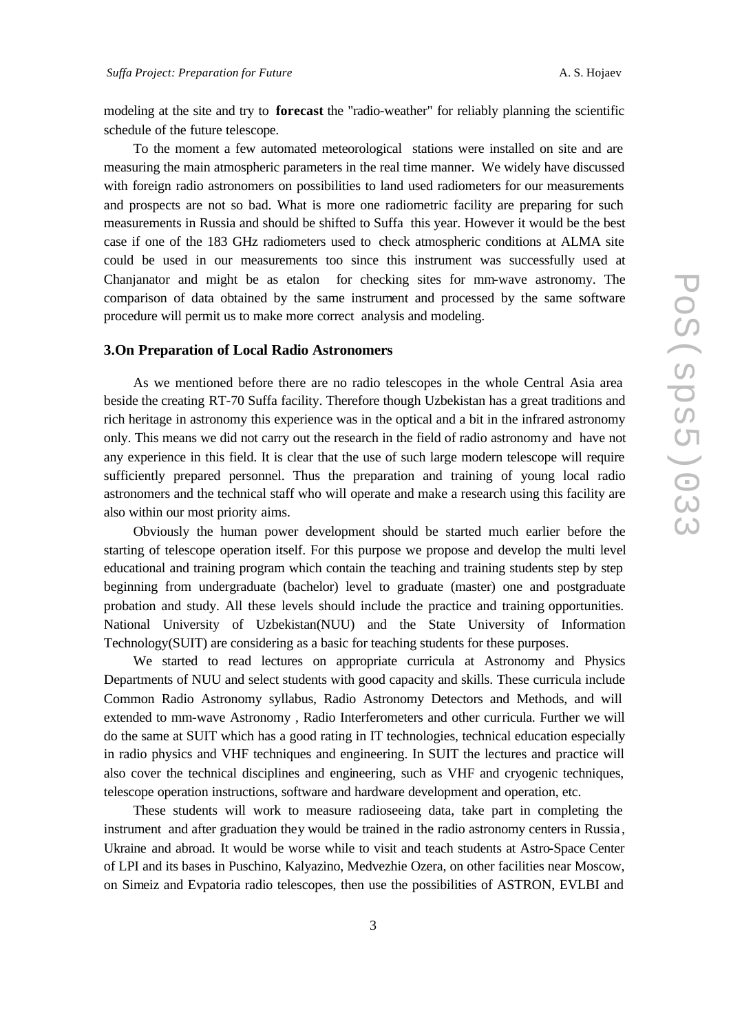modeling at the site and try to **forecast** the "radio-weather" for reliably planning the scientific schedule of the future telescope.

To the moment a few automated meteorological stations were installed on site and are measuring the main atmospheric parameters in the real time manner. We widely have discussed with foreign radio astronomers on possibilities to land used radiometers for our measurements and prospects are not so bad. What is more one radiometric facility are preparing for such measurements in Russia and should be shifted to Suffa this year. However it would be the best case if one of the 183 GHz radiometers used to check atmospheric conditions at ALMA site could be used in our measurements too since this instrument was successfully used at Chanjanator and might be as etalon for checking sites for mm-wave astronomy. The comparison of data obtained by the same instrument and processed by the same software procedure will permit us to make more correct analysis and modeling.

## 3.On Preparation of Local Radio Astronomers

As we mentioned before there are no radio telescopes in the whole Central Asia area beside the creating RT-70 Suffa facility. Therefore though Uzbekistan has a great traditions and rich heritage in astronomy this experience was in the optical and a bit in the infrared astronomy only. This means we did not carry out the research in the field of radio astronomy and have not any experience in this field. It is clear that the use of such large modern telescope will require sufficiently prepared personnel. Thus the preparation and training of young local radio astronomers and the technical staff who will operate and make a research using this facility are also within our most priority aims.

Obviously the human power development should be started much earlier before the starting of telescope operation itself. For this purpose we propose and develop the multi level educational and training program which contain the teaching and training students step by step beginning from undergraduate (bachelor) level to graduate (master) one and postgraduate probation and study. All these levels should include the practice and training opportunities. National University of Uzbekistan(NUU) and the State University of Information Technology(SUIT) are considering as a basic for teaching students for these purposes.

We started to read lectures on appropriate curricula at Astronomy and Physics Departments of NUU and select students with good capacity and skills. These curricula include Common Radio Astronomy syllabus, Radio Astronomy Detectors and Methods, and will extended to mm-wave Astronomy , Radio Interferometers and other curricula. Further we will do the same at SUIT which has a good rating in IT technologies, technical education especially in radio physics and VHF techniques and engineering. In SUIT the lectures and practice will also cover the technical disciplines and engineering, such as VHF and cryogenic techniques, telescope operation instructions, software and hardware development and operation, etc.

These students will work to measure radioseeing data, take part in completing the instrument and after graduation they would be trained in the radio astronomy centers in Russia, Ukraine and abroad. It would be worse while to visit and teach students at Astro-Space Center of LPI and its bases in Puschino, Kalyazino, Medvezhie Ozera, on other facilities near Moscow, on Simeiz and Evpatoria radio telescopes, then use the possibilities of ASTRON, EVLBI and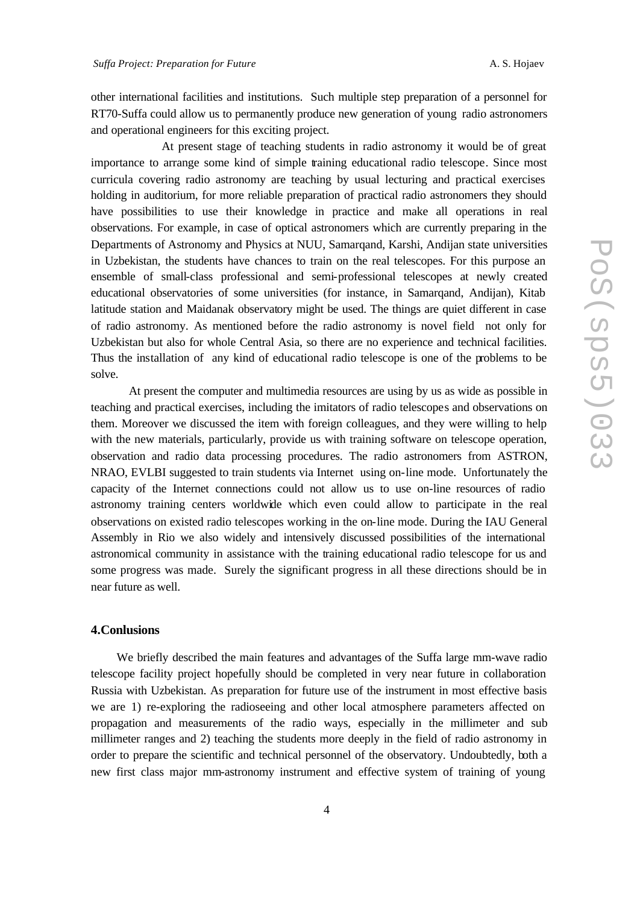other international facilities and institutions. Such multiple step preparation of a personnel for RT70-Suffa could allow us to permanently produce new generation of young radio astronomers and operational engineers for this exciting project.

At present stage of teaching students in radio astronomy it would be of great importance to arrange some kind of simple training educational radio telescope. Since most curricula covering radio astronomy are teaching by usual lecturing and practical exercises holding in auditorium, for more reliable preparation of practical radio astronomers they should have possibilities to use their knowledge in practice and make all operations in real observations. For example, in case of optical astronomers which are currently preparing in the Departments of Astronomy and Physics at NUU, Samarqand, Karshi, Andijan state universities in Uzbekistan, the students have chances to train on the real telescopes. For this purpose an ensemble of small-class professional and semi-professional telescopes at newly created educational observatories of some universities (for instance, in Samarqand, Andijan), Kitab latitude station and Maidanak observatory might be used. The things are quiet different in case of radio astronomy. As mentioned before the radio astronomy is novel field not only for Uzbekistan but also for whole Central Asia, so there are no experience and technical facilities. Thus the installation of any kind of educational radio telescope is one of the problems to be solve.

At present the computer and multimedia resources are using by us as wide as possible in teaching and practical exercises, including the imitators of radio telescopes and observations on them. Moreover we discussed the item with foreign colleagues, and they were willing to help with the new materials, particularly, provide us with training software on telescope operation, observation and radio data processing procedures. The radio astronomers from ASTRON, NRAO, EVLBI suggested to train students via Internet using on-line mode. Unfortunately the capacity of the Internet connections could not allow us to use on-line resources of radio astronomy training centers worldwide which even could allow to participate in the real observations on existed radio telescopes working in the on-line mode. During the IAU General Assembly in Rio we also widely and intensively discussed possibilities of the international astronomical community in assistance with the training educational radio telescope for us and some progress was made. Surely the significant progress in all these directions should be in near future as well.

## 4.Conlusions

We briefly described the main features and advantages of the Suffa large mm-wave radio telescope facility project hopefully should be completed in very near future in collaboration Russia with Uzbekistan. As preparation for future use of the instrument in most effective basis we are 1) re-exploring the radioseeing and other local atmosphere parameters affected on propagation and measurements of the radio ways, especially in the millimeter and sub millimeter ranges and 2) teaching the students more deeply in the field of radio astronomy in order to prepare the scientific and technical personnel of the observatory. Undoubtedly, both a new first class major mm-astronomy instrument and effective system of training of young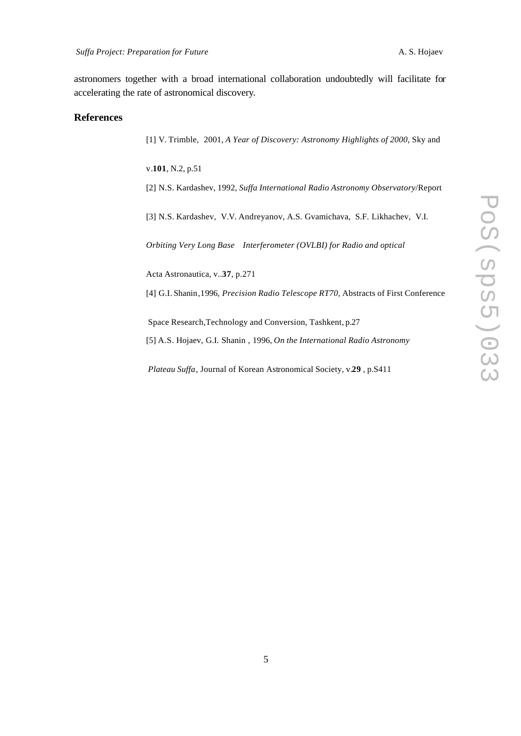astronomers together with a broad international collaboration undoubtedly will facilitate for accelerating the rate of astronomical discovery.

## References

[1] V. Trimble, 2001, *A Year of Discovery: Astronomy Highlights of 2000*, Sky and

v.**101**, N.2, p.51

[2] N.S. Kardashev, 1992, *Suffa International Radio Astronomy Observatory*/Report

[3] N.S. Kardashev, V.V. Andreyanov, A.S. Gvamichava, S.F. Likhachev, V.I.

*Orbiting Very Long Base Interferometer (OVLBI) for Radio and optical*

Acta Astronautica, v..**37**, p.271

[4] G.I. Shanin,1996, *Precision Radio Telescope RT70*, Abstracts of First Conference

Space Research,Technology and Conversion, Tashkent, p.27

[5] A.S. Hojaev, G.I. Shanin , 1996, *On the International Radio Astronomy*

*Plateau Suffa*, Journal of Korean Astronomical Society, v.**29** , p.S411